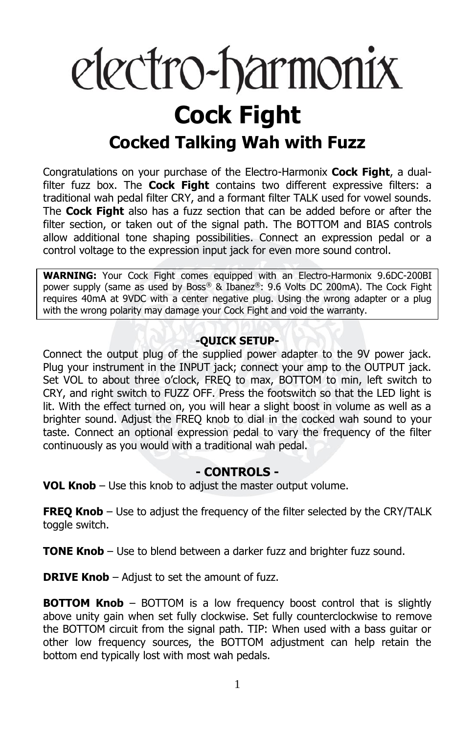# electro-harmonix

# Cock Fight

## Cocked Talking Wah with Fuzz

Congratulations on your purchase of the Electro-Harmonix **Cock Fight**, a dual-filter fuzz box. The **Cock Fight** contains two different expressive filters: a traditional wah pedal filter CRY, and a formant filter TALK used for vowel sounds. The **Cock Fight** also has a fuzz section that can be added before or after the filter section, or taken out of the signal path. The BOTTOM and BIAS controls allow additional tone shaping possibilities. Connect an expression pedal or a control voltage to the expression input jack for even more sound control.

**WARNING:** Your Cock Fight comes equipped with an Electro-Harmonix 9.6DC-200BI power supply (same as used by Boss® & Ibanez®: 9.6 Volts DC 200mA). The Cock Fight requires 40mA at 9VDC with a center negative plug. Using the wrong adapter or a plug with the wrong polarity may damage your Cock Fight and void the warranty.

### -QUICK SETUP-

Connect the output plug of the supplied power adapter to the 9V power jack. Plug your instrument in the INPUT jack; connect your amp to the OUTPUT jack. Set VOL to about three o'clock, FREQ to max, BOTTOM to min, left switch to CRY, and right switch to FUZZ OFF. Press the footswitch so that the LED light is lit. With the effect turned on, you will hear a slight boost in volume as well as a brighter sound. Adjust the FREQ knob to dial in the cocked wah sound to your taste. Connect an optional expression pedal to vary the frequency of the filter continuously as you would with a traditional wah pedal.

### - CONTROLS -

**VOL Knob** – Use this knob to adjust the master output volume.

**FREQ Knob** – Use to adjust the frequency of the filter selected by the CRY/TALK toggle switch.

**TONE Knob** – Use to blend between a darker fuzz and brighter fuzz sound.

**DRIVE Knob** – Adjust to set the amount of fuzz.

**BOTTOM Knob** – BOTTOM is a low frequency boost control that is slightly above unity gain when set fully clockwise. Set fully counterclockwise to remove the BOTTOM circuit from the signal path. TIP: When used with a bass guitar or other low frequency sources, the BOTTOM adjustment can help retain the bottom end typically lost with most wah pedals.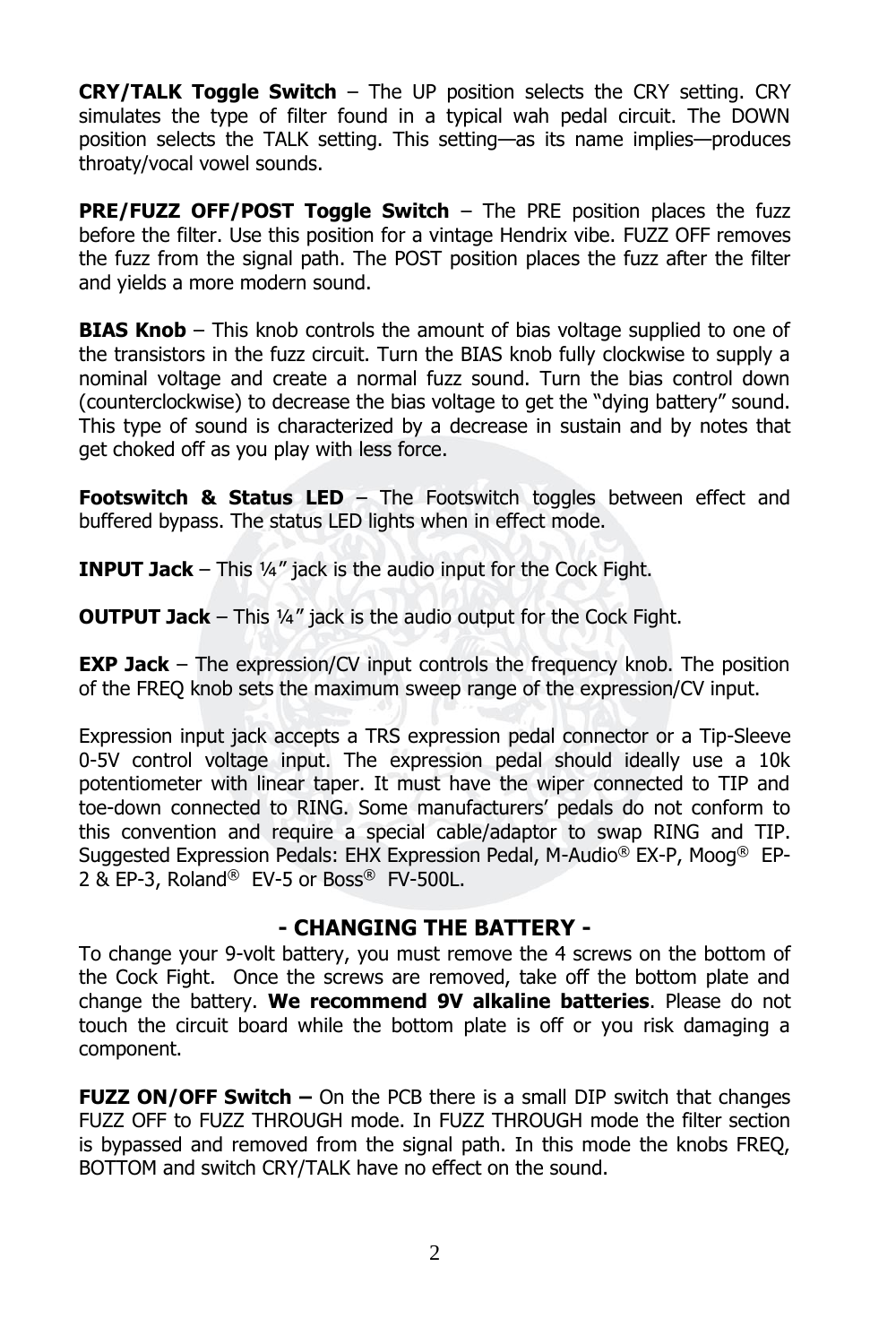**CRY/TALK Toggle Switch** – The UP position selects the CRY setting. CRY simulates the type of filter found in a typical wah pedal circuit. The DOWN position selects the TALK setting. This setting—as its name implies—produces throaty/vocal vowel sounds.

**PRE/FUZZ OFF/POST Toggle Switch** – The PRE position places the fuzz before the filter. Use this position for a vintage Hendrix vibe. FUZZ OFF removes the fuzz from the signal path. The POST position places the fuzz after the filter and yields a more modern sound.

**BIAS Knob** – This knob controls the amount of bias voltage supplied to one of the transistors in the fuzz circuit. Turn the BIAS knob fully clockwise to supply a nominal voltage and create a normal fuzz sound. Turn the bias control down (counterclockwise) to decrease the bias voltage to get the "dying battery" sound. This type of sound is characterized by a decrease in sustain and by notes that get choked off as you play with less force.

**Footswitch & Status LED** – The Footswitch toggles between effect and buffered bypass. The status LED lights when in effect mode.

**INPUT Jack** – This ¼" jack is the audio input for the Cock Fight.

**OUTPUT Jack** – This ¼" jack is the audio output for the Cock Fight.

**EXP Jack** – The expression/CV input controls the frequency knob. The position of the FREQ knob sets the maximum sweep range of the expression/CV input.

Expression input jack accepts a TRS expression pedal connector or a Tip-Sleeve 0-5V control voltage input. The expression pedal should ideally use a 10k potentiometer with linear taper. It must have the wiper connected to TIP and toe-down connected to RING. Some manufacturers' pedals do not conform to this convention and require a special cable/adaptor to swap RING and TIP. Suggested Expression Pedals: EHX Expression Pedal, M-Audio® EX-P, Moog® EP-2 & EP-3, Roland® EV-5 or Boss® FV-500L.

## - CHANGING THE BATTERY -

To change your 9-volt battery, you must remove the 4 screws on the bottom of the Cock Fight. Once the screws are removed, take off the bottom plate and change the battery. **We recommend 9V alkaline batteries**. Please do not touch the circuit board while the bottom plate is off or you risk damaging a component.

**FUZZ ON/OFF Switch –** On the PCB there is a small DIP switch that changes FUZZ OFF to FUZZ THROUGH mode. In FUZZ THROUGH mode the filter section is bypassed and removed from the signal path. In this mode the knobs FREQ, BOTTOM and switch CRY/TALK have no effect on the sound.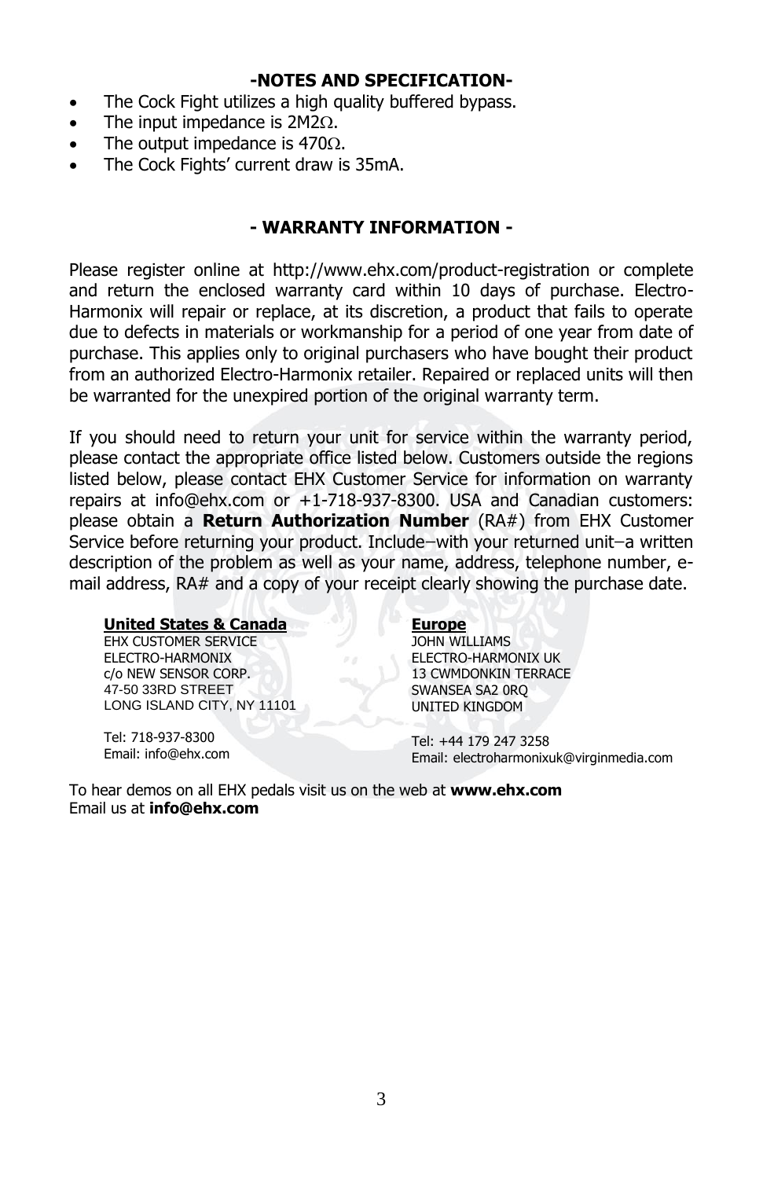## -NOTES AND SPECIFICATION-

- The Cock Fight utilizes a high quality buffered bypass.
- The input impedance is 2M2Ω.
- The output impedance is 470Ω.
- The Cock Fights' current draw is 35mA.

## - WARRANTY INFORMATION -

Please register online at http://www.ehx.com/product-registration or complete and return the enclosed warranty card within 10 days of purchase. Electro-Harmonix will repair or replace, at its discretion, a product that fails to operate due to defects in materials or workmanship for a period of one year from date of purchase. This applies only to original purchasers who have bought their product from an authorized Electro-Harmonix retailer. Repaired or replaced units will then be warranted for the unexpired portion of the original warranty term.

If you should need to return your unit for service within the warranty period, please contact the appropriate office listed below. Customers outside the regions listed below, please contact EHX Customer Service for information on warranty repairs at info@ehx.com or +1-718-937-8300. USA and Canadian customers: please obtain a **Return Authorization Number** (RA#) from EHX Customer Service before returning your product. Include–with your returned unit–a written description of the problem as well as your name, address, telephone number, e-mail address, RA# and a copy of your receipt clearly showing the purchase date.

**United States & Canada**
EHX CUSTOMER SERVICE
ELECTRO-HARMONIX
c/o NEW SENSOR CORP.
47-50 33RD STREET
LONG ISLAND CITY, NY 11101

Tel: 718-937-8300
Email: info@ehx.com

**Europe**
JOHN WILLIAMS
ELECTRO-HARMONIX UK
13 CWMDONKIN TERRACE
SWANSEA SA2 0RQ
UNITED KINGDOM

Tel: +44 179 247 3258
Email: electroharmonixuk@virginmedia.com

To hear demos on all EHX pedals visit us on the web at **www.ehx.com**
Email us at **info@ehx.com**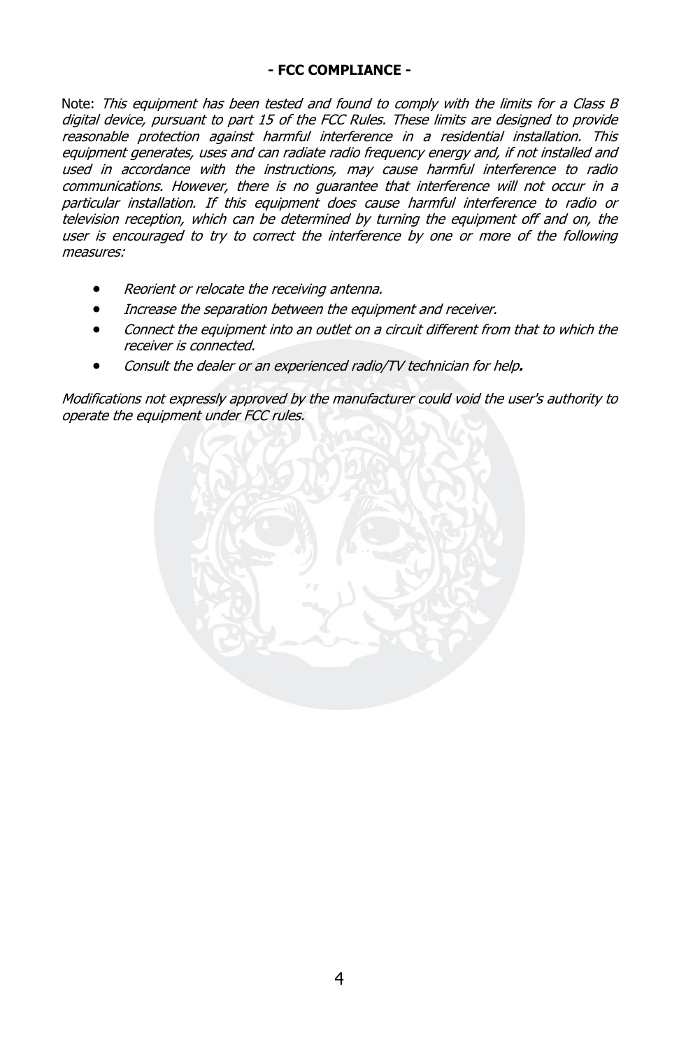## - FCC COMPLIANCE -

Note: *This equipment has been tested and found to comply with the limits for a Class B digital device, pursuant to part 15 of the FCC Rules. These limits are designed to provide reasonable protection against harmful interference in a residential installation. This equipment generates, uses and can radiate radio frequency energy and, if not installed and used in accordance with the instructions, may cause harmful interference to radio communications. However, there is no guarantee that interference will not occur in a particular installation. If this equipment does cause harmful interference to radio or television reception, which can be determined by turning the equipment off and on, the user is encouraged to try to correct the interference by one or more of the following measures:*

- *Reorient or relocate the receiving antenna.*
- *Increase the separation between the equipment and receiver.*
- *Connect the equipment into an outlet on a circuit different from that to which the receiver is connected.*
- *Consult the dealer or an experienced radio/TV technician for help.*

*Modifications not expressly approved by the manufacturer could void the user's authority to operate the equipment under FCC rules.*